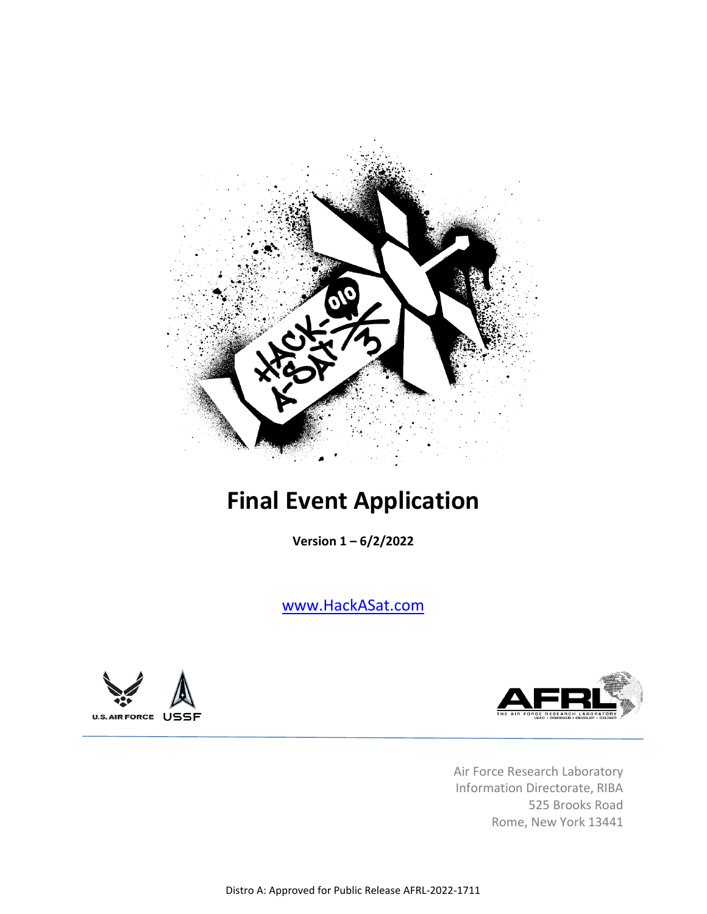# Final Event Application

**Version 1 – 6/2/2022**

www.HackASat.com

Air Force Research Laboratory
Information Directorate, RIBA
525 Brooks Road
Rome, New York 13441

Distro A: Approved for Public Release AFRL-2022-1711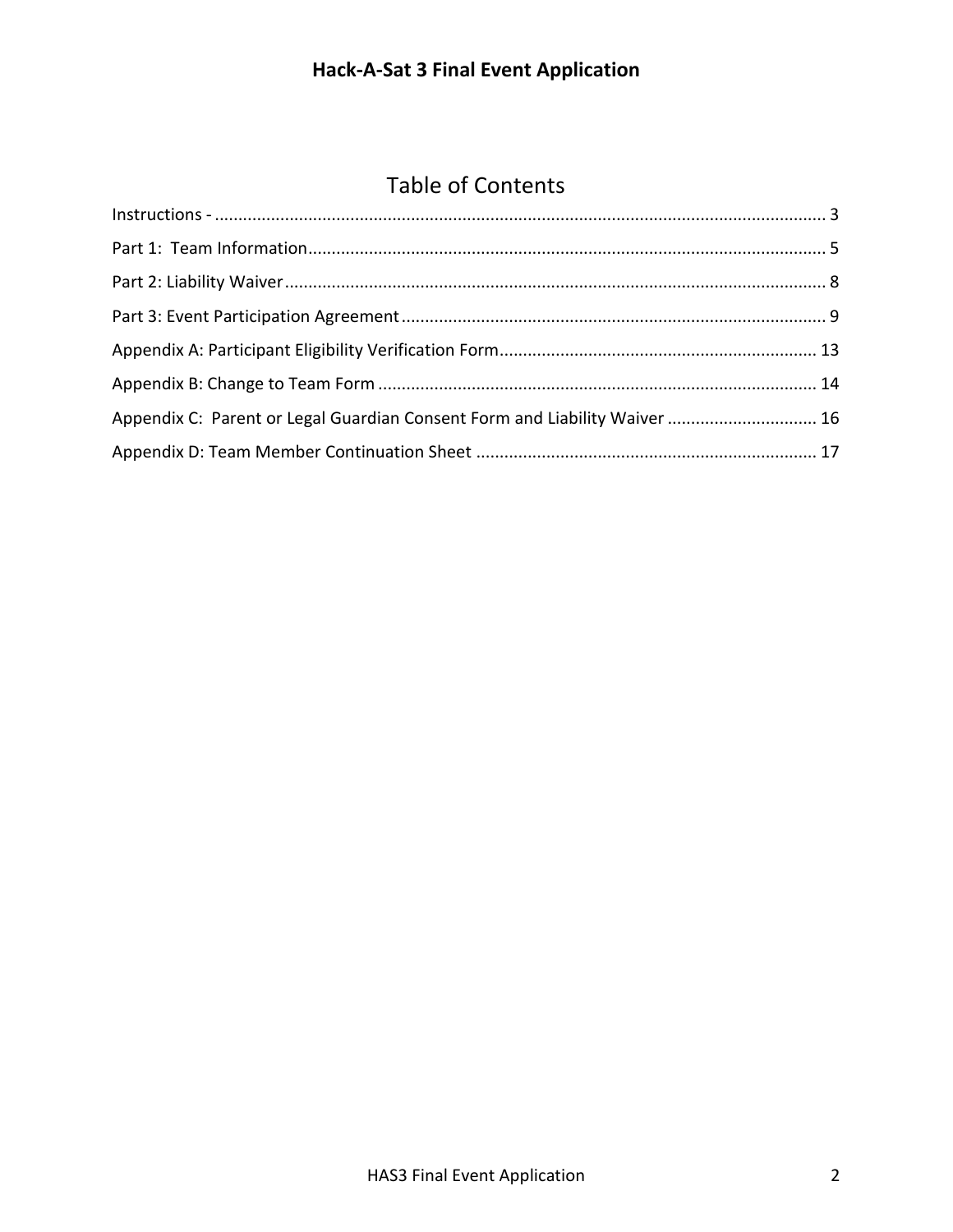# Table of Contents

Instructions - ................................................................................................................................ 3

Part 1: Team Information............................................................................................................ 5

Part 2: Liability Waiver................................................................................................................. 8

Part 3: Event Participation Agreement........................................................................................ 9

Appendix A: Participant Eligibility Verification Form................................................................. 13

Appendix B: Change to Team Form ........................................................................................... 14

Appendix C: Parent or Legal Guardian Consent Form and Liability Waiver ............................... 16

Appendix D: Team Member Continuation Sheet ........................................................................ 17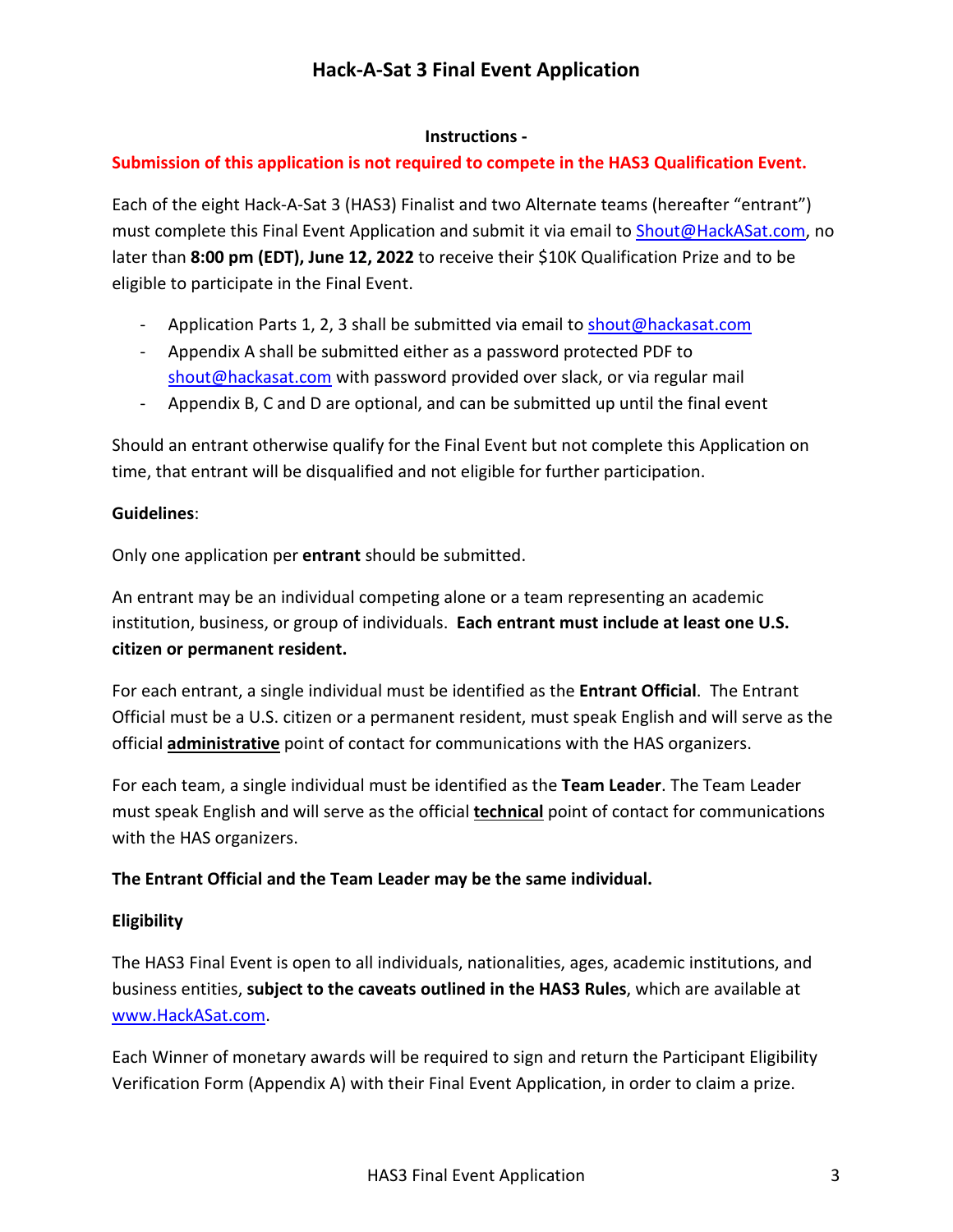# Hack-A-Sat 3 Final Event Application

**Instructions -**

**Submission of this application is not required to compete in the HAS3 Qualification Event.**

Each of the eight Hack-A-Sat 3 (HAS3) Finalist and two Alternate teams (hereafter "entrant") must complete this Final Event Application and submit it via email to Shout@HackASat.com, no later than **8:00 pm (EDT), June 12, 2022** to receive their $10K Qualification Prize and to be eligible to participate in the Final Event.

- Application Parts 1, 2, 3 shall be submitted via email to shout@hackasat.com
- Appendix A shall be submitted either as a password protected PDF to shout@hackasat.com with password provided over slack, or via regular mail
- Appendix B, C and D are optional, and can be submitted up until the final event

Should an entrant otherwise qualify for the Final Event but not complete this Application on time, that entrant will be disqualified and not eligible for further participation.

**Guidelines**:

Only one application per **entrant** should be submitted.

An entrant may be an individual competing alone or a team representing an academic institution, business, or group of individuals. **Each entrant must include at least one U.S. citizen or permanent resident.**

For each entrant, a single individual must be identified as the **Entrant Official**. The Entrant Official must be a U.S. citizen or a permanent resident, must speak English and will serve as the official **administrative** point of contact for communications with the HAS organizers.

For each team, a single individual must be identified as the **Team Leader**. The Team Leader must speak English and will serve as the official **technical** point of contact for communications with the HAS organizers.

**The Entrant Official and the Team Leader may be the same individual.**

**Eligibility**

The HAS3 Final Event is open to all individuals, nationalities, ages, academic institutions, and business entities, **subject to the caveats outlined in the HAS3 Rules**, which are available at www.HackASat.com.

Each Winner of monetary awards will be required to sign and return the Participant Eligibility Verification Form (Appendix A) with their Final Event Application, in order to claim a prize.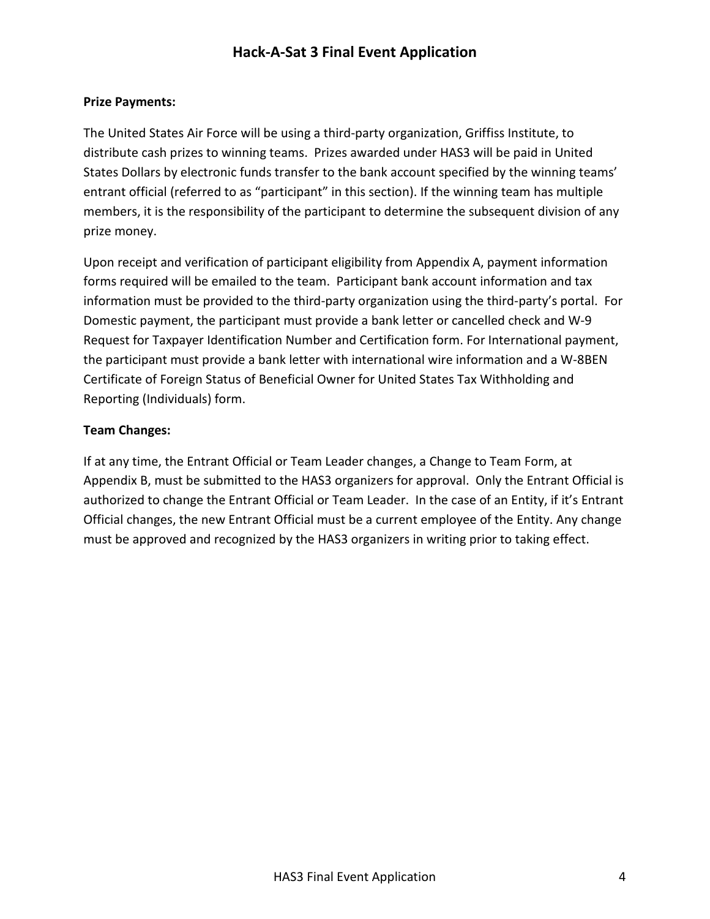**Prize Payments:**

The United States Air Force will be using a third-party organization, Griffiss Institute, to distribute cash prizes to winning teams. Prizes awarded under HAS3 will be paid in United States Dollars by electronic funds transfer to the bank account specified by the winning teams' entrant official (referred to as "participant" in this section). If the winning team has multiple members, it is the responsibility of the participant to determine the subsequent division of any prize money.

Upon receipt and verification of participant eligibility from Appendix A, payment information forms required will be emailed to the team. Participant bank account information and tax information must be provided to the third-party organization using the third-party's portal. For Domestic payment, the participant must provide a bank letter or cancelled check and W-9 Request for Taxpayer Identification Number and Certification form. For International payment, the participant must provide a bank letter with international wire information and a W-8BEN Certificate of Foreign Status of Beneficial Owner for United States Tax Withholding and Reporting (Individuals) form.

**Team Changes:**

If at any time, the Entrant Official or Team Leader changes, a Change to Team Form, at Appendix B, must be submitted to the HAS3 organizers for approval. Only the Entrant Official is authorized to change the Entrant Official or Team Leader. In the case of an Entity, if it's Entrant Official changes, the new Entrant Official must be a current employee of the Entity. Any change must be approved and recognized by the HAS3 organizers in writing prior to taking effect.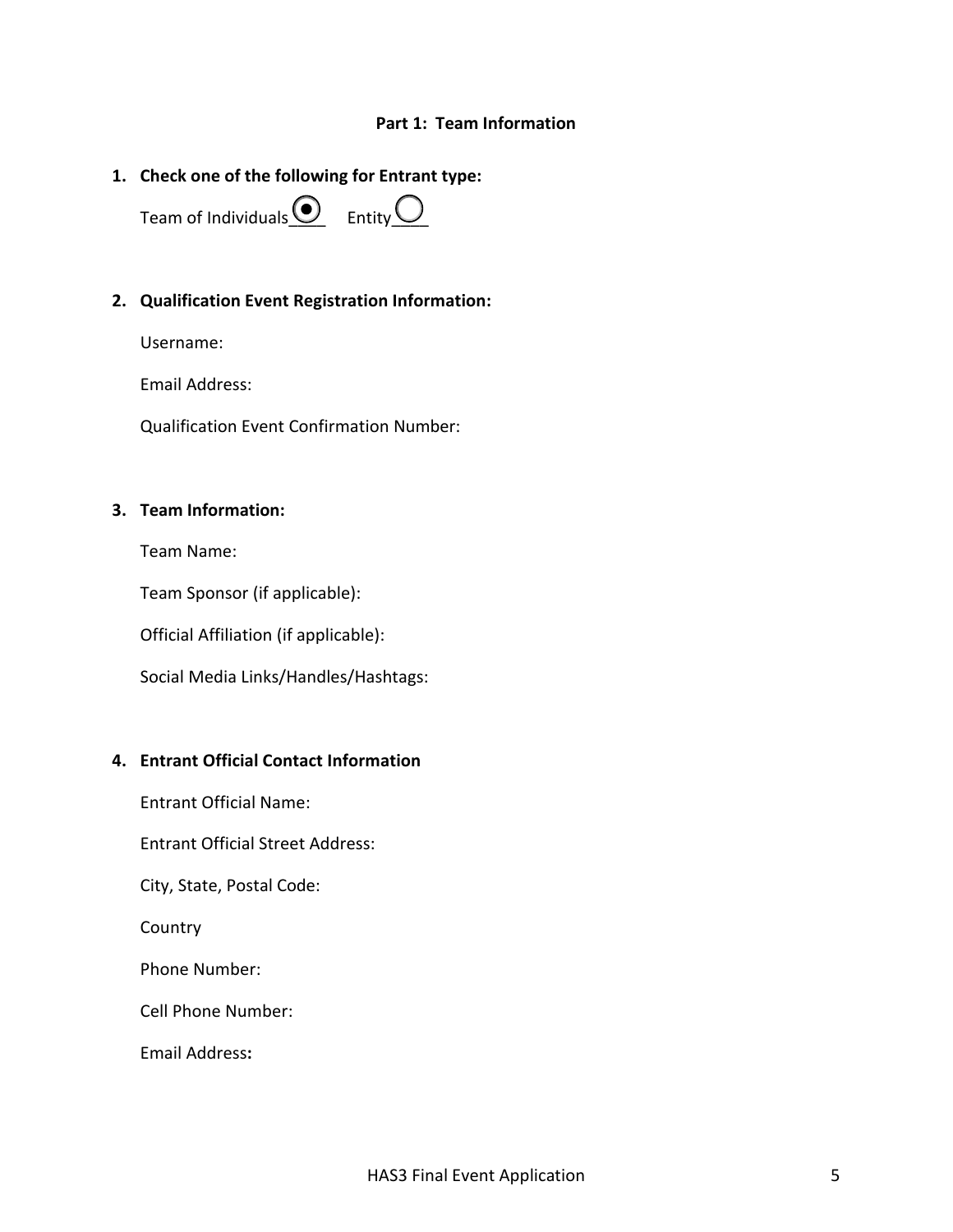**Part 1: Team Information**

1. **Check one of the following for Entrant type:**

   Team of Individuals ◉ ____  Entity ○ ____

2. **Qualification Event Registration Information:**

   Username:

   Email Address:

   Qualification Event Confirmation Number:

3. **Team Information:**

   Team Name:

   Team Sponsor (if applicable):

   Official Affiliation (if applicable):

   Social Media Links/Handles/Hashtags:

4. **Entrant Official Contact Information**

   Entrant Official Name:

   Entrant Official Street Address:

   City, State, Postal Code:

   Country

   Phone Number:

   Cell Phone Number:

   Email Address**:**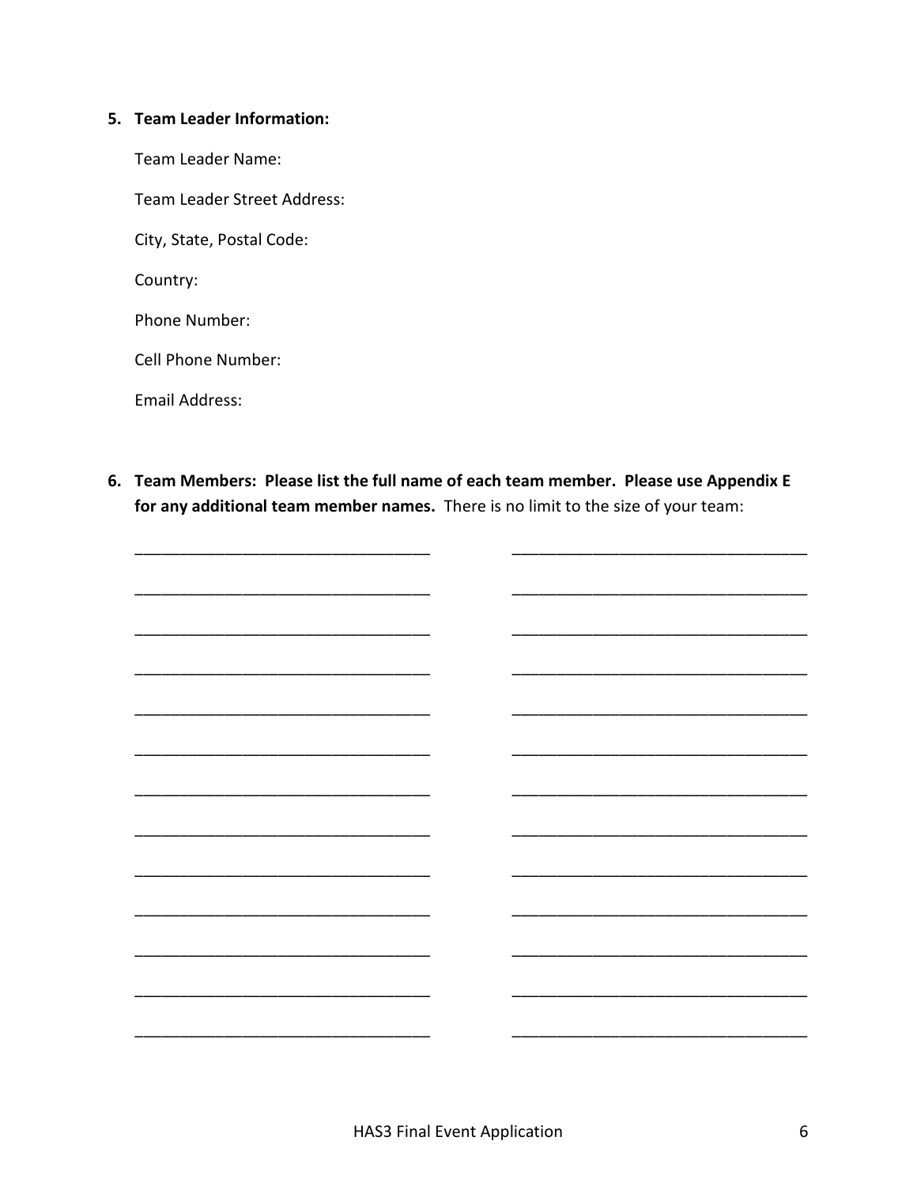5. **Team Leader Information:**

   Team Leader Name:

   Team Leader Street Address:

   City, State, Postal Code:

   Country:

   Phone Number:

   Cell Phone Number:

   Email Address:

6. **Team Members: Please list the full name of each team member. Please use Appendix E for any additional team member names.** There is no limit to the size of your team:

| | |
|---|---|
| ______________________________ | ______________________________ |
| ______________________________ | ______________________________ |
| ______________________________ | ______________________________ |
| ______________________________ | ______________________________ |
| ______________________________ | ______________________________ |
| ______________________________ | ______________________________ |
| ______________________________ | ______________________________ |
| ______________________________ | ______________________________ |
| ______________________________ | ______________________________ |
| ______________________________ | ______________________________ |
| ______________________________ | ______________________________ |
| ______________________________ | ______________________________ |
| ______________________________ | ______________________________ |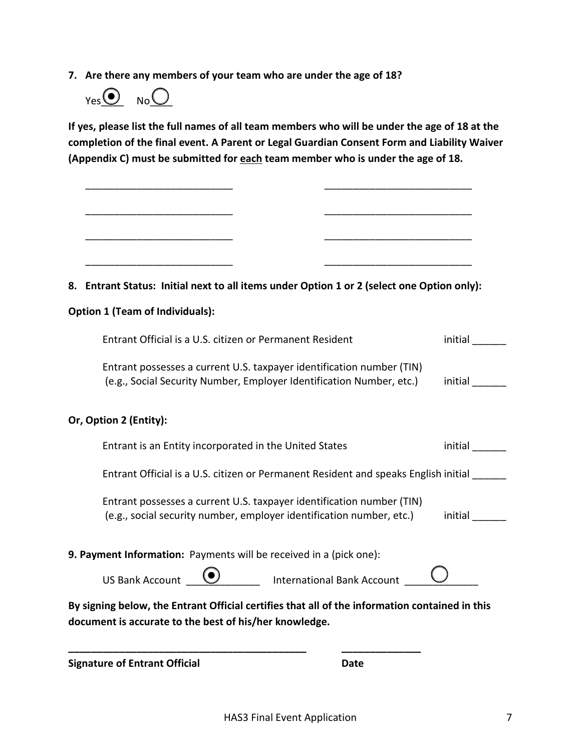**7. Are there any members of your team who are under the age of 18?**

Yes ◉ No ○

**If yes, please list the full names of all team members who will be under the age of 18 at the completion of the final event. A Parent or Legal Guardian Consent Form and Liability Waiver (Appendix C) must be submitted for <u>each</u> team member who is under the age of 18.**

__________________________ __________________________

__________________________ __________________________

__________________________ __________________________

__________________________ __________________________

**8. Entrant Status: Initial next to all items under Option 1 or 2 (select one Option only):**

**Option 1 (Team of Individuals):**

Entrant Official is a U.S. citizen or Permanent Resident initial ______

Entrant possesses a current U.S. taxpayer identification number (TIN) (e.g., Social Security Number, Employer Identification Number, etc.) initial ______

**Or, Option 2 (Entity):**

Entrant is an Entity incorporated in the United States initial ______

Entrant Official is a U.S. citizen or Permanent Resident and speaks English initial ______

Entrant possesses a current U.S. taxpayer identification number (TIN) (e.g., social security number, employer identification number, etc.) initial ______

**9. Payment Information:** Payments will be received in a (pick one):

US Bank Account ◉ International Bank Account ○

**By signing below, the Entrant Official certifies that all of the information contained in this document is accurate to the best of his/her knowledge.**

__________________________________________ ______________

**Signature of Entrant Official** **Date**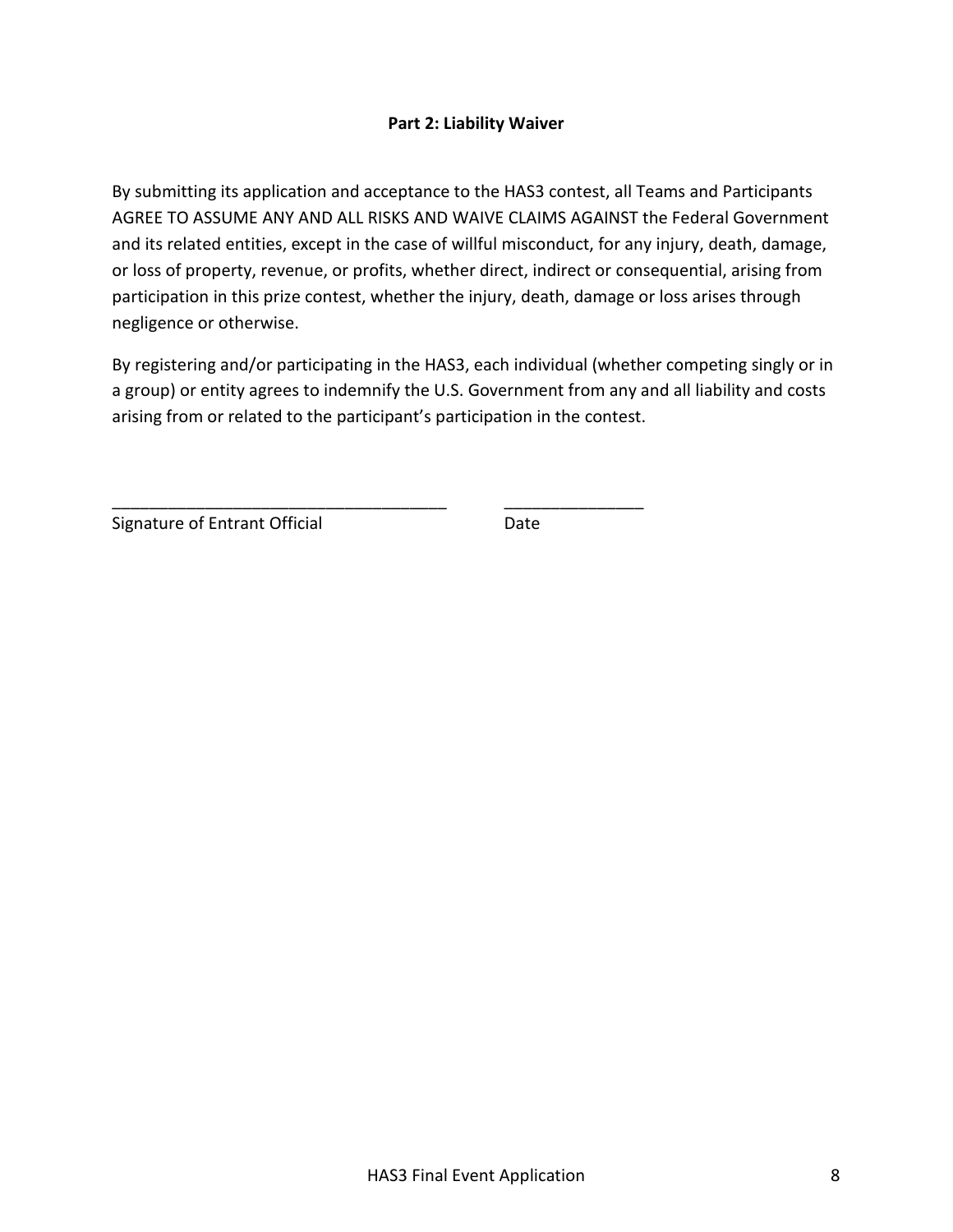**Part 2: Liability Waiver**

By submitting its application and acceptance to the HAS3 contest, all Teams and Participants AGREE TO ASSUME ANY AND ALL RISKS AND WAIVE CLAIMS AGAINST the Federal Government and its related entities, except in the case of willful misconduct, for any injury, death, damage, or loss of property, revenue, or profits, whether direct, indirect or consequential, arising from participation in this prize contest, whether the injury, death, damage or loss arises through negligence or otherwise.

By registering and/or participating in the HAS3, each individual (whether competing singly or in a group) or entity agrees to indemnify the U.S. Government from any and all liability and costs arising from or related to the participant's participation in the contest.

\_\_\_\_\_\_\_\_\_\_\_\_\_\_\_\_\_\_\_\_\_\_\_\_\_\_\_\_\_\_\_\_\_\_\_\_ \_\_\_\_\_\_\_\_\_\_\_\_\_\_\_

Signature of Entrant Official Date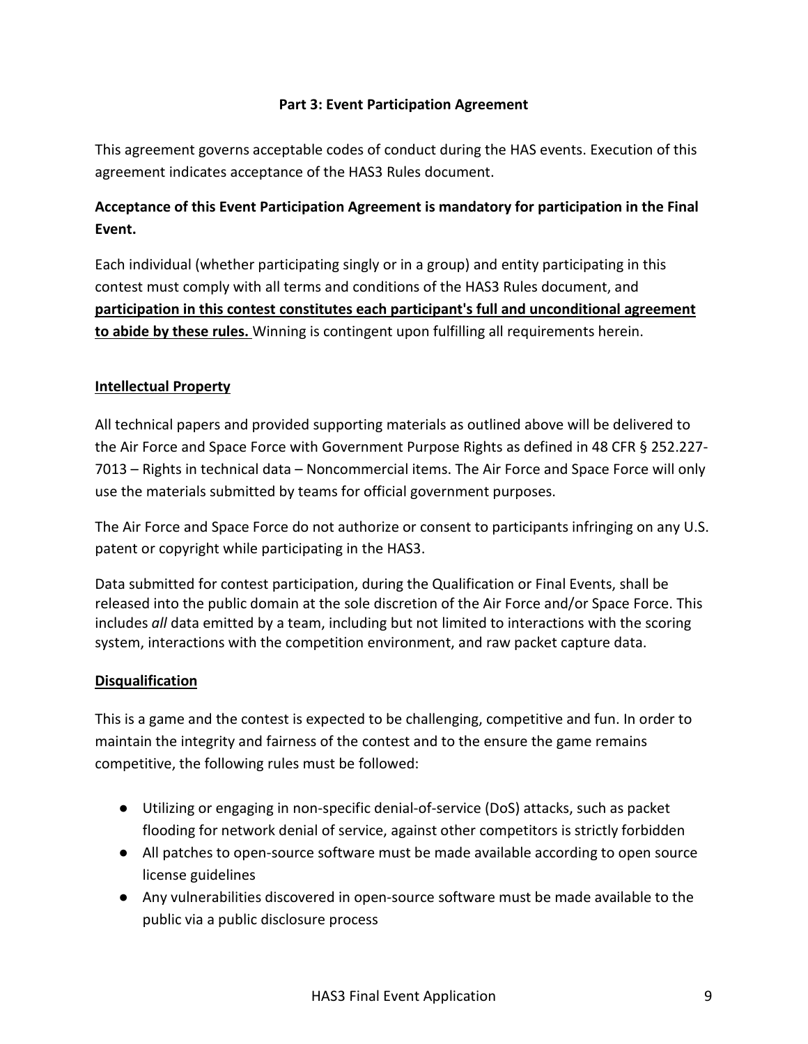## Part 3: Event Participation Agreement

This agreement governs acceptable codes of conduct during the HAS events. Execution of this agreement indicates acceptance of the HAS3 Rules document.

**Acceptance of this Event Participation Agreement is mandatory for participation in the Final Event.**

Each individual (whether participating singly or in a group) and entity participating in this contest must comply with all terms and conditions of the HAS3 Rules document, and **participation in this contest constitutes each participant's full and unconditional agreement to abide by these rules.** Winning is contingent upon fulfilling all requirements herein.

### Intellectual Property

All technical papers and provided supporting materials as outlined above will be delivered to the Air Force and Space Force with Government Purpose Rights as defined in 48 CFR § 252.227-7013 – Rights in technical data – Noncommercial items. The Air Force and Space Force will only use the materials submitted by teams for official government purposes.

The Air Force and Space Force do not authorize or consent to participants infringing on any U.S. patent or copyright while participating in the HAS3.

Data submitted for contest participation, during the Qualification or Final Events, shall be released into the public domain at the sole discretion of the Air Force and/or Space Force. This includes *all* data emitted by a team, including but not limited to interactions with the scoring system, interactions with the competition environment, and raw packet capture data.

### Disqualification

This is a game and the contest is expected to be challenging, competitive and fun. In order to maintain the integrity and fairness of the contest and to the ensure the game remains competitive, the following rules must be followed:

- Utilizing or engaging in non-specific denial-of-service (DoS) attacks, such as packet flooding for network denial of service, against other competitors is strictly forbidden
- All patches to open-source software must be made available according to open source license guidelines
- Any vulnerabilities discovered in open-source software must be made available to the public via a public disclosure process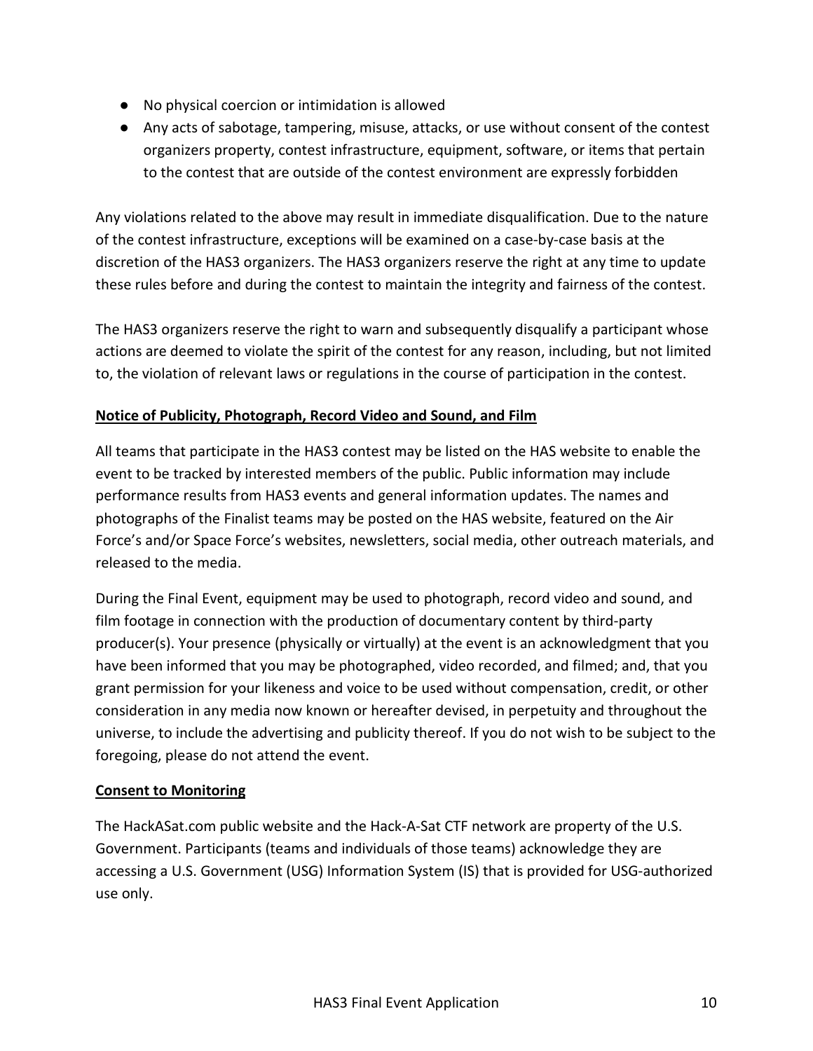- No physical coercion or intimidation is allowed
- Any acts of sabotage, tampering, misuse, attacks, or use without consent of the contest organizers property, contest infrastructure, equipment, software, or items that pertain to the contest that are outside of the contest environment are expressly forbidden

Any violations related to the above may result in immediate disqualification. Due to the nature of the contest infrastructure, exceptions will be examined on a case-by-case basis at the discretion of the HAS3 organizers. The HAS3 organizers reserve the right at any time to update these rules before and during the contest to maintain the integrity and fairness of the contest.

The HAS3 organizers reserve the right to warn and subsequently disqualify a participant whose actions are deemed to violate the spirit of the contest for any reason, including, but not limited to, the violation of relevant laws or regulations in the course of participation in the contest.

**Notice of Publicity, Photograph, Record Video and Sound, and Film**

All teams that participate in the HAS3 contest may be listed on the HAS website to enable the event to be tracked by interested members of the public. Public information may include performance results from HAS3 events and general information updates. The names and photographs of the Finalist teams may be posted on the HAS website, featured on the Air Force's and/or Space Force's websites, newsletters, social media, other outreach materials, and released to the media.

During the Final Event, equipment may be used to photograph, record video and sound, and film footage in connection with the production of documentary content by third-party producer(s). Your presence (physically or virtually) at the event is an acknowledgment that you have been informed that you may be photographed, video recorded, and filmed; and, that you grant permission for your likeness and voice to be used without compensation, credit, or other consideration in any media now known or hereafter devised, in perpetuity and throughout the universe, to include the advertising and publicity thereof. If you do not wish to be subject to the foregoing, please do not attend the event.

**Consent to Monitoring**

The HackASat.com public website and the Hack-A-Sat CTF network are property of the U.S. Government. Participants (teams and individuals of those teams) acknowledge they are accessing a U.S. Government (USG) Information System (IS) that is provided for USG-authorized use only.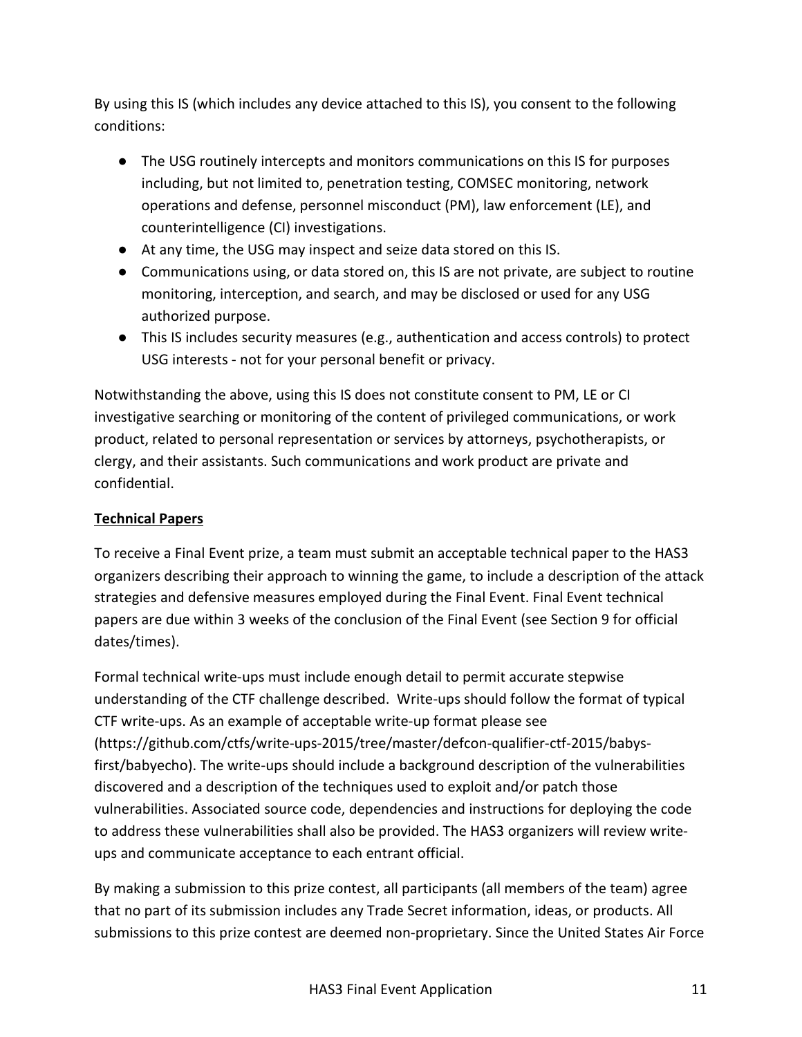By using this IS (which includes any device attached to this IS), you consent to the following conditions:

- The USG routinely intercepts and monitors communications on this IS for purposes including, but not limited to, penetration testing, COMSEC monitoring, network operations and defense, personnel misconduct (PM), law enforcement (LE), and counterintelligence (CI) investigations.
- At any time, the USG may inspect and seize data stored on this IS.
- Communications using, or data stored on, this IS are not private, are subject to routine monitoring, interception, and search, and may be disclosed or used for any USG authorized purpose.
- This IS includes security measures (e.g., authentication and access controls) to protect USG interests - not for your personal benefit or privacy.

Notwithstanding the above, using this IS does not constitute consent to PM, LE or CI investigative searching or monitoring of the content of privileged communications, or work product, related to personal representation or services by attorneys, psychotherapists, or clergy, and their assistants. Such communications and work product are private and confidential.

**Technical Papers**

To receive a Final Event prize, a team must submit an acceptable technical paper to the HAS3 organizers describing their approach to winning the game, to include a description of the attack strategies and defensive measures employed during the Final Event. Final Event technical papers are due within 3 weeks of the conclusion of the Final Event (see Section 9 for official dates/times).

Formal technical write-ups must include enough detail to permit accurate stepwise understanding of the CTF challenge described. Write-ups should follow the format of typical CTF write-ups. As an example of acceptable write-up format please see (https://github.com/ctfs/write-ups-2015/tree/master/defcon-qualifier-ctf-2015/babys-first/babyecho). The write-ups should include a background description of the vulnerabilities discovered and a description of the techniques used to exploit and/or patch those vulnerabilities. Associated source code, dependencies and instructions for deploying the code to address these vulnerabilities shall also be provided. The HAS3 organizers will review write-ups and communicate acceptance to each entrant official.

By making a submission to this prize contest, all participants (all members of the team) agree that no part of its submission includes any Trade Secret information, ideas, or products. All submissions to this prize contest are deemed non-proprietary. Since the United States Air Force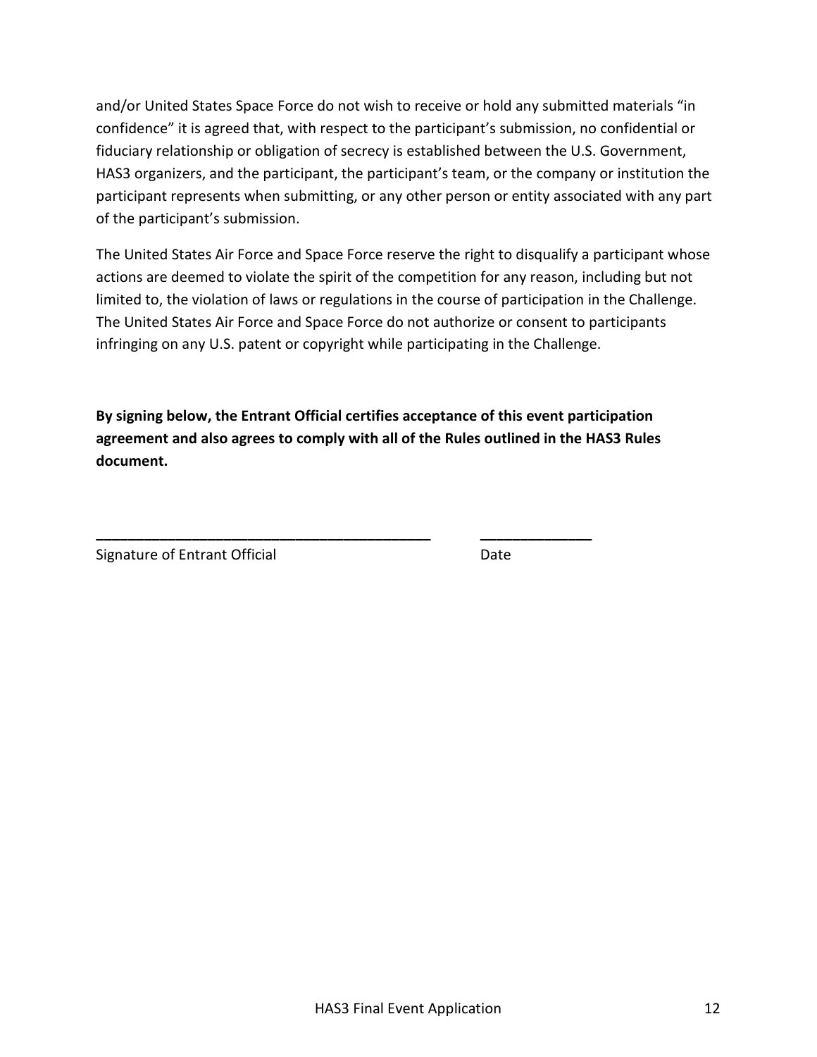and/or United States Space Force do not wish to receive or hold any submitted materials "in confidence" it is agreed that, with respect to the participant's submission, no confidential or fiduciary relationship or obligation of secrecy is established between the U.S. Government, HAS3 organizers, and the participant, the participant's team, or the company or institution the participant represents when submitting, or any other person or entity associated with any part of the participant's submission.

The United States Air Force and Space Force reserve the right to disqualify a participant whose actions are deemed to violate the spirit of the competition for any reason, including but not limited to, the violation of laws or regulations in the course of participation in the Challenge. The United States Air Force and Space Force do not authorize or consent to participants infringing on any U.S. patent or copyright while participating in the Challenge.

**By signing below, the Entrant Official certifies acceptance of this event participation agreement and also agrees to comply with all of the Rules outlined in the HAS3 Rules document.**

\_\_\_\_\_\_\_\_\_\_\_\_\_\_\_\_\_\_\_\_\_\_\_\_\_\_\_\_\_\_\_\_\_\_\_\_\_\_\_\_\_\_ \_\_\_\_\_\_\_\_\_\_\_\_\_\_

Signature of Entrant Official Date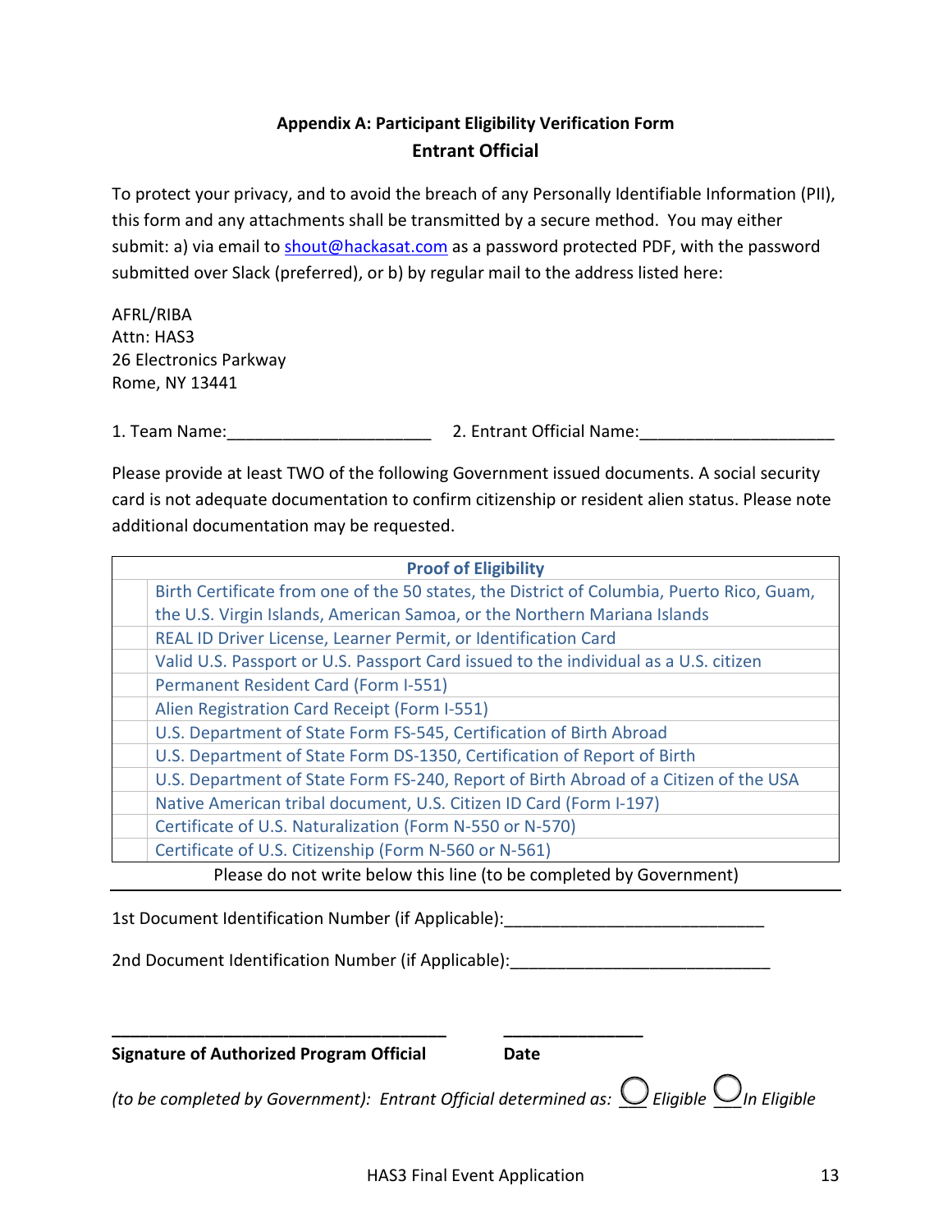## Appendix A: Participant Eligibility Verification Form

### Entrant Official

To protect your privacy, and to avoid the breach of any Personally Identifiable Information (PII), this form and any attachments shall be transmitted by a secure method. You may either submit: a) via email to shout@hackasat.com as a password protected PDF, with the password submitted over Slack (preferred), or b) by regular mail to the address listed here:

AFRL/RIBA
Attn: HAS3
26 Electronics Parkway
Rome, NY 13441

1. Team Name:______________________ 2. Entrant Official Name:_____________________

Please provide at least TWO of the following Government issued documents. A social security card is not adequate documentation to confirm citizenship or resident alien status. Please note additional documentation may be requested.

| | Proof of Eligibility |
|---|---|
| | Birth Certificate from one of the 50 states, the District of Columbia, Puerto Rico, Guam, the U.S. Virgin Islands, American Samoa, or the Northern Mariana Islands |
| | REAL ID Driver License, Learner Permit, or Identification Card |
| | Valid U.S. Passport or U.S. Passport Card issued to the individual as a U.S. citizen |
| | Permanent Resident Card (Form I-551) |
| | Alien Registration Card Receipt (Form I-551) |
| | U.S. Department of State Form FS-545, Certification of Birth Abroad |
| | U.S. Department of State Form DS-1350, Certification of Report of Birth |
| | U.S. Department of State Form FS-240, Report of Birth Abroad of a Citizen of the USA |
| | Native American tribal document, U.S. Citizen ID Card (Form I-197) |
| | Certificate of U.S. Naturalization (Form N-550 or N-570) |
| | Certificate of U.S. Citizenship (Form N-560 or N-561) |

Please do not write below this line (to be completed by Government)

---

1st Document Identification Number (if Applicable):____________________________

2nd Document Identification Number (if Applicable):____________________________

_____________________________________ _______________

**Signature of Authorized Program Official** **Date**

*(to be completed by Government): Entrant Official determined as: ___ Eligible ___In Eligible*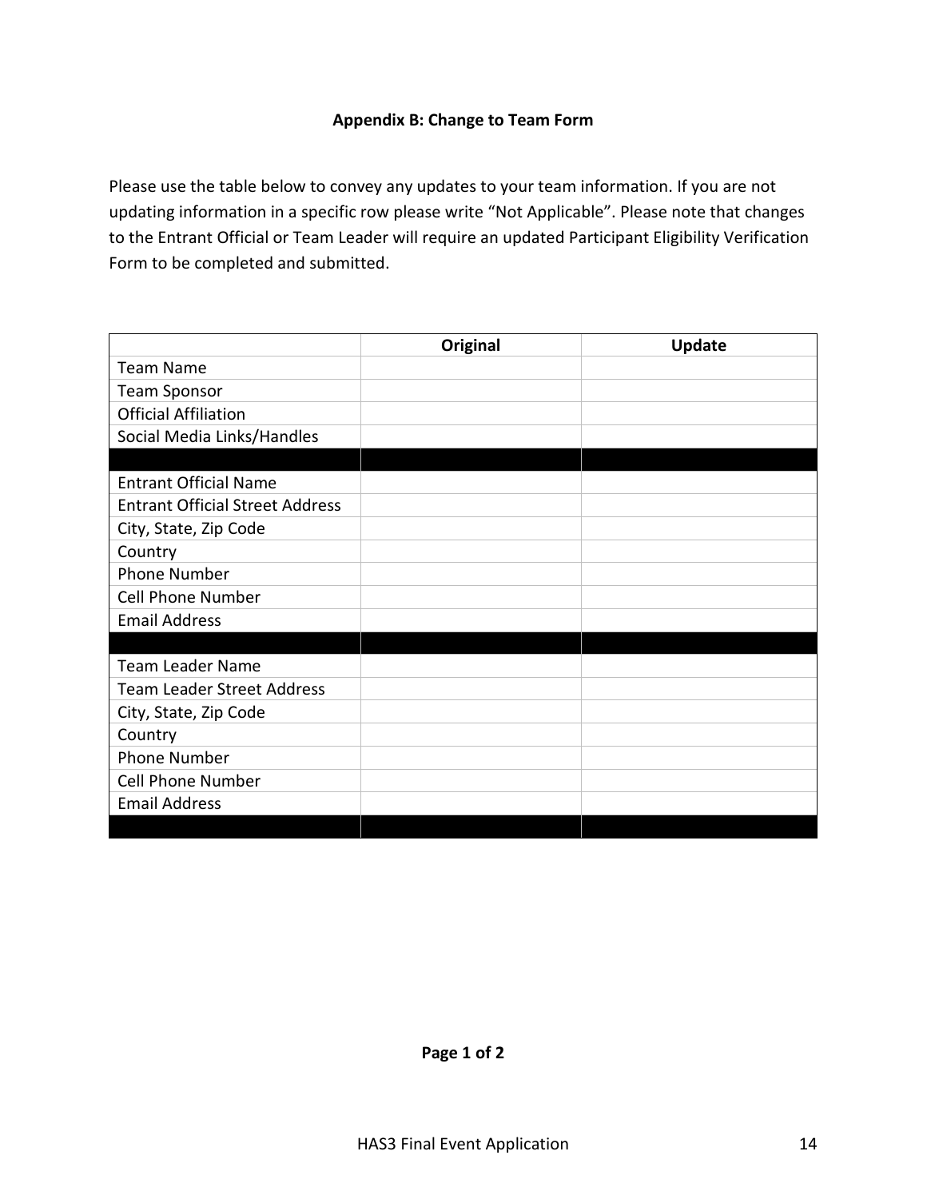## Appendix B: Change to Team Form

Please use the table below to convey any updates to your team information. If you are not updating information in a specific row please write "Not Applicable". Please note that changes to the Entrant Official or Team Leader will require an updated Participant Eligibility Verification Form to be completed and submitted.

| | **Original** | **Update** |
|---|---|---|
| Team Name | | |
| Team Sponsor | | |
| Official Affiliation | | |
| Social Media Links/Handles | | |
| | | |
| Entrant Official Name | | |
| Entrant Official Street Address | | |
| City, State, Zip Code | | |
| Country | | |
| Phone Number | | |
| Cell Phone Number | | |
| Email Address | | |
| | | |
| Team Leader Name | | |
| Team Leader Street Address | | |
| City, State, Zip Code | | |
| Country | | |
| Phone Number | | |
| Cell Phone Number | | |
| Email Address | | |
| | | |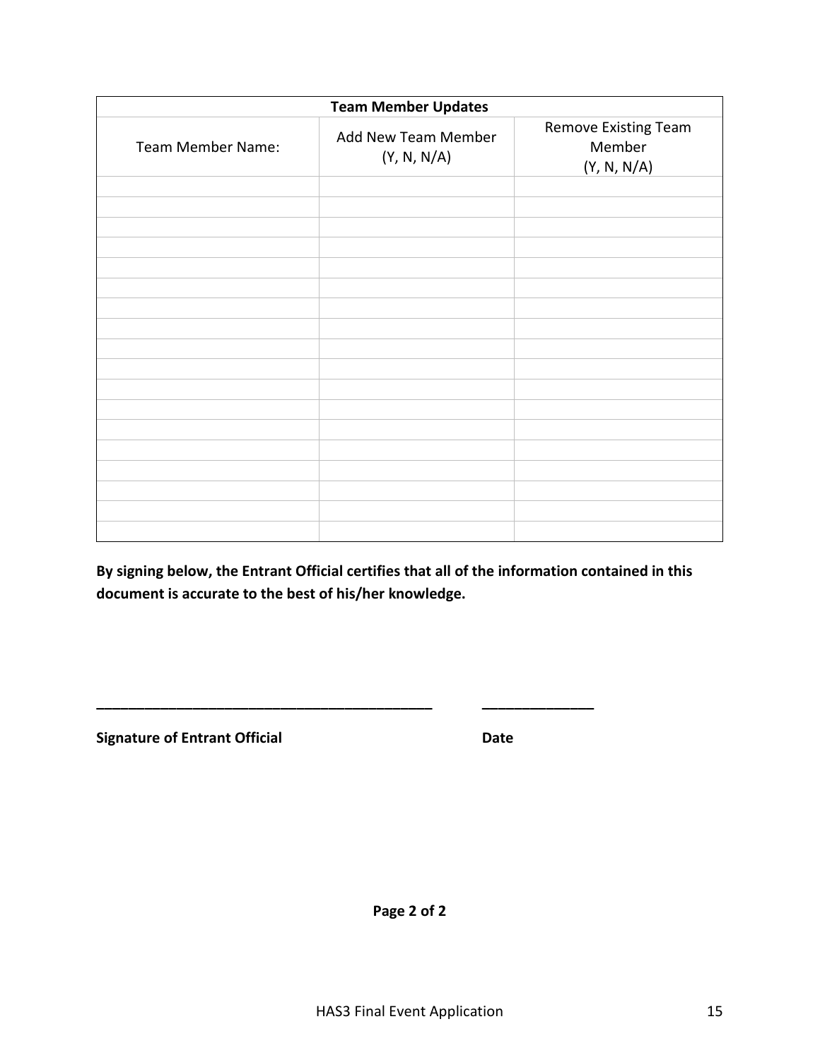| Team Member Updates | | |
|---|---|---|
| Team Member Name: | Add New Team Member (Y, N, N/A) | Remove Existing Team Member (Y, N, N/A) |
| | | |
| | | |
| | | |
| | | |
| | | |
| | | |
| | | |
| | | |
| | | |
| | | |
| | | |
| | | |
| | | |
| | | |
| | | |
| | | |
| | | |
| | | |

**By signing below, the Entrant Official certifies that all of the information contained in this document is accurate to the best of his/her knowledge.**

\_\_\_\_\_\_\_\_\_\_\_\_\_\_\_\_\_\_\_\_\_\_\_\_\_\_\_\_\_\_\_\_\_\_\_\_\_\_\_\_\_\_ \_\_\_\_\_\_\_\_\_\_\_\_\_\_

**Signature of Entrant Official** **Date**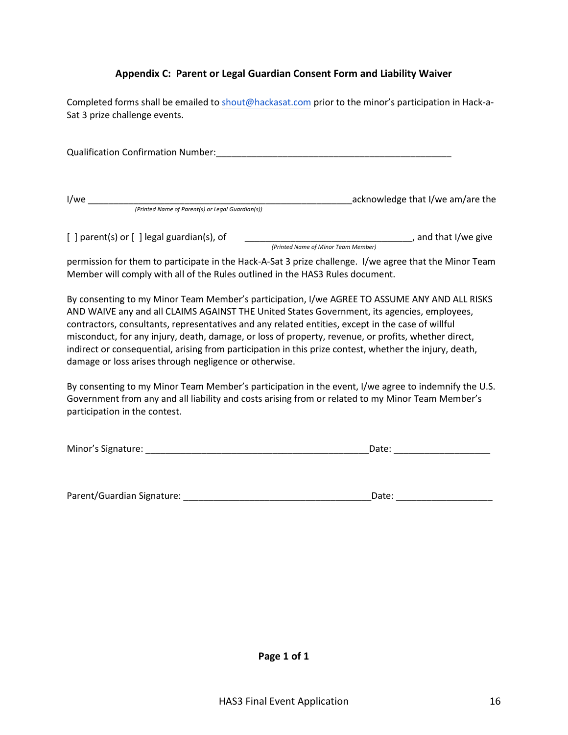## Appendix C: Parent or Legal Guardian Consent Form and Liability Waiver

Completed forms shall be emailed to shout@hackasat.com prior to the minor's participation in Hack-a-Sat 3 prize challenge events.

Qualification Confirmation Number:_______________________________________________

I/we _____________________________________________________acknowledge that I/we am/are the
*(Printed Name of Parent(s) or Legal Guardian(s))*

[ ] parent(s) or [ ] legal guardian(s), of _________________________________, and that I/we give
*(Printed Name of Minor Team Member)*

permission for them to participate in the Hack-A-Sat 3 prize challenge. I/we agree that the Minor Team Member will comply with all of the Rules outlined in the HAS3 Rules document.

By consenting to my Minor Team Member's participation, I/we AGREE TO ASSUME ANY AND ALL RISKS AND WAIVE any and all CLAIMS AGAINST THE United States Government, its agencies, employees, contractors, consultants, representatives and any related entities, except in the case of willful misconduct, for any injury, death, damage, or loss of property, revenue, or profits, whether direct, indirect or consequential, arising from participation in this prize contest, whether the injury, death, damage or loss arises through negligence or otherwise.

By consenting to my Minor Team Member's participation in the event, I/we agree to indemnify the U.S. Government from any and all liability and costs arising from or related to my Minor Team Member's participation in the contest.

Minor's Signature: _____________________________________________Date: ___________________

Parent/Guardian Signature: ____________________________________Date: ___________________

**Page 1 of 1**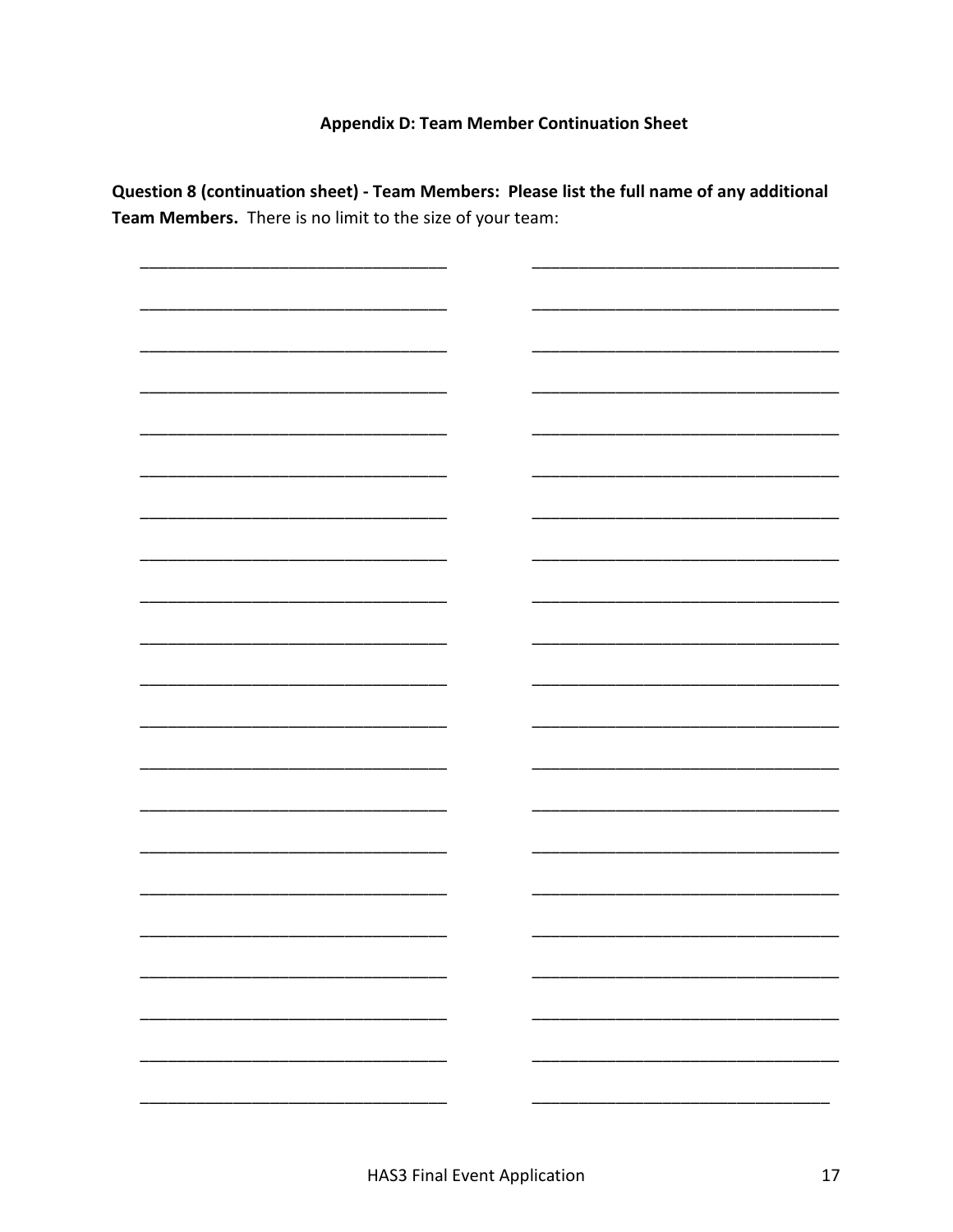**Appendix D: Team Member Continuation Sheet**

**Question 8 (continuation sheet) - Team Members: Please list the full name of any additional Team Members.** There is no limit to the size of your team:

| | |
|---|---|
| ________________________________ | ________________________________ |
| ________________________________ | ________________________________ |
| ________________________________ | ________________________________ |
| ________________________________ | ________________________________ |
| ________________________________ | ________________________________ |
| ________________________________ | ________________________________ |
| ________________________________ | ________________________________ |
| ________________________________ | ________________________________ |
| ________________________________ | ________________________________ |
| ________________________________ | ________________________________ |
| ________________________________ | ________________________________ |
| ________________________________ | ________________________________ |
| ________________________________ | ________________________________ |
| ________________________________ | ________________________________ |
| ________________________________ | ________________________________ |
| ________________________________ | ________________________________ |
| ________________________________ | ________________________________ |
| ________________________________ | ________________________________ |
| ________________________________ | ________________________________ |
| ________________________________ | ________________________________ |
| ________________________________ | ________________________________ |